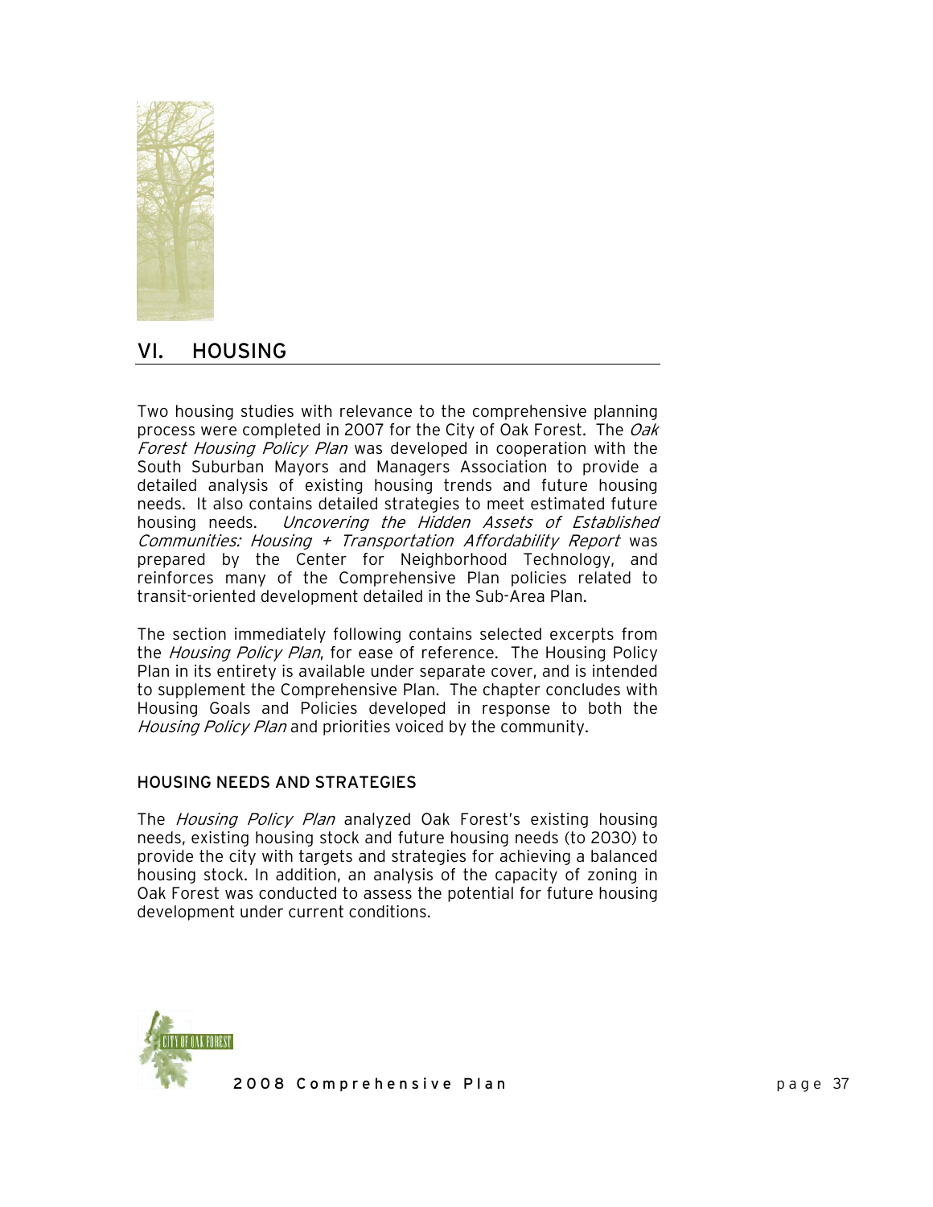# VI. HOUSING

Two housing studies with relevance to the comprehensive planning process were completed in 2007 for the City of Oak Forest. The *Oak Forest Housing Policy Plan* was developed in cooperation with the South Suburban Mayors and Managers Association to provide a detailed analysis of existing housing trends and future housing needs. It also contains detailed strategies to meet estimated future housing needs. *Uncovering the Hidden Assets of Established Communities: Housing + Transportation Affordability Report* was prepared by the Center for Neighborhood Technology, and reinforces many of the Comprehensive Plan policies related to transit-oriented development detailed in the Sub-Area Plan.

The section immediately following contains selected excerpts from the *Housing Policy Plan*, for ease of reference. The Housing Policy Plan in its entirety is available under separate cover, and is intended to supplement the Comprehensive Plan. The chapter concludes with Housing Goals and Policies developed in response to both the *Housing Policy Plan* and priorities voiced by the community.

## HOUSING NEEDS AND STRATEGIES

The *Housing Policy Plan* analyzed Oak Forest's existing housing needs, existing housing stock and future housing needs (to 2030) to provide the city with targets and strategies for achieving a balanced housing stock. In addition, an analysis of the capacity of zoning in Oak Forest was conducted to assess the potential for future housing development under current conditions.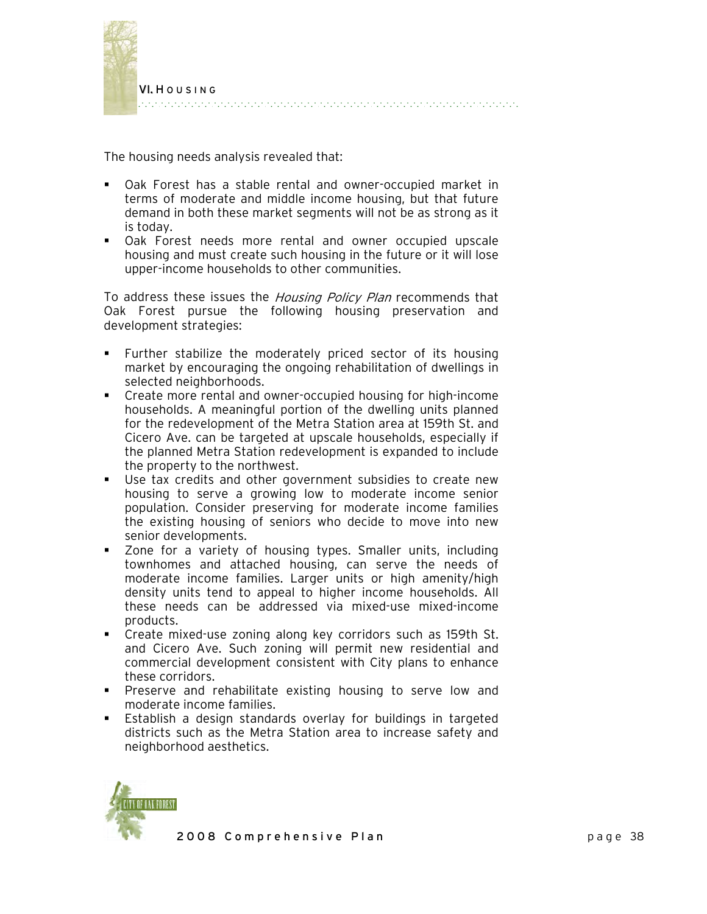The housing needs analysis revealed that:

- Oak Forest has a stable rental and owner-occupied market in terms of moderate and middle income housing, but that future demand in both these market segments will not be as strong as it is today.
- Oak Forest needs more rental and owner occupied upscale housing and must create such housing in the future or it will lose upper-income households to other communities.

To address these issues the *Housing Policy Plan* recommends that Oak Forest pursue the following housing preservation and development strategies:

- Further stabilize the moderately priced sector of its housing market by encouraging the ongoing rehabilitation of dwellings in selected neighborhoods.
- Create more rental and owner-occupied housing for high-income households. A meaningful portion of the dwelling units planned for the redevelopment of the Metra Station area at 159th St. and Cicero Ave. can be targeted at upscale households, especially if the planned Metra Station redevelopment is expanded to include the property to the northwest.
- Use tax credits and other government subsidies to create new housing to serve a growing low to moderate income senior population. Consider preserving for moderate income families the existing housing of seniors who decide to move into new senior developments.
- Zone for a variety of housing types. Smaller units, including townhomes and attached housing, can serve the needs of moderate income families. Larger units or high amenity/high density units tend to appeal to higher income households. All these needs can be addressed via mixed-use mixed-income products.
- Create mixed-use zoning along key corridors such as 159th St. and Cicero Ave. Such zoning will permit new residential and commercial development consistent with City plans to enhance these corridors.
- Preserve and rehabilitate existing housing to serve low and moderate income families.
- Establish a design standards overlay for buildings in targeted districts such as the Metra Station area to increase safety and neighborhood aesthetics.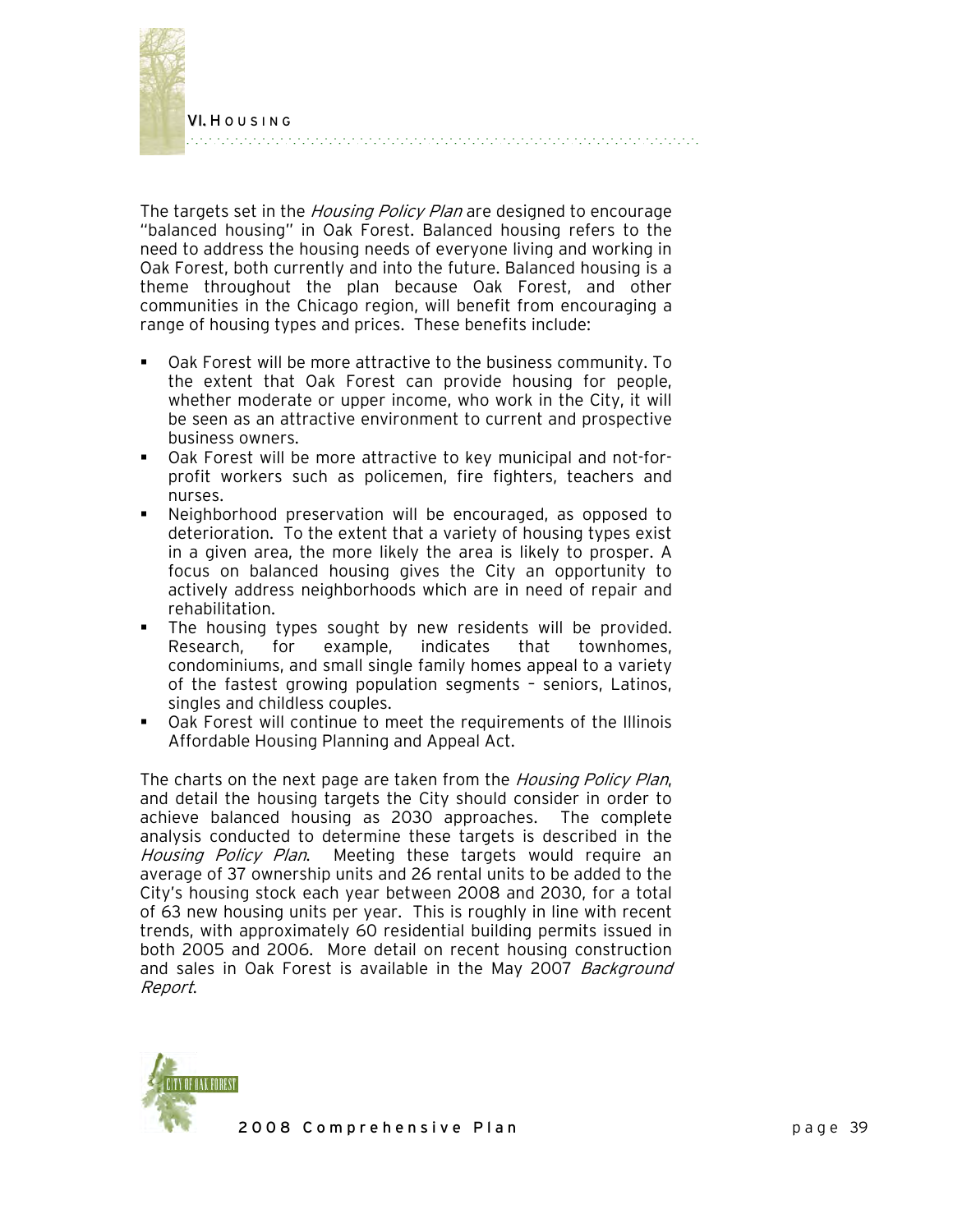The targets set in the *Housing Policy Plan* are designed to encourage "balanced housing" in Oak Forest. Balanced housing refers to the need to address the housing needs of everyone living and working in Oak Forest, both currently and into the future. Balanced housing is a theme throughout the plan because Oak Forest, and other communities in the Chicago region, will benefit from encouraging a range of housing types and prices. These benefits include:

- Oak Forest will be more attractive to the business community. To the extent that Oak Forest can provide housing for people, whether moderate or upper income, who work in the City, it will be seen as an attractive environment to current and prospective business owners.
- Oak Forest will be more attractive to key municipal and not-for-profit workers such as policemen, fire fighters, teachers and nurses.
- Neighborhood preservation will be encouraged, as opposed to deterioration. To the extent that a variety of housing types exist in a given area, the more likely the area is likely to prosper. A focus on balanced housing gives the City an opportunity to actively address neighborhoods which are in need of repair and rehabilitation.
- The housing types sought by new residents will be provided. Research, for example, indicates that townhomes, condominiums, and small single family homes appeal to a variety of the fastest growing population segments – seniors, Latinos, singles and childless couples.
- Oak Forest will continue to meet the requirements of the Illinois Affordable Housing Planning and Appeal Act.

The charts on the next page are taken from the *Housing Policy Plan*, and detail the housing targets the City should consider in order to achieve balanced housing as 2030 approaches. The complete analysis conducted to determine these targets is described in the *Housing Policy Plan*. Meeting these targets would require an average of 37 ownership units and 26 rental units to be added to the City's housing stock each year between 2008 and 2030, for a total of 63 new housing units per year. This is roughly in line with recent trends, with approximately 60 residential building permits issued in both 2005 and 2006. More detail on recent housing construction and sales in Oak Forest is available in the May 2007 *Background Report*.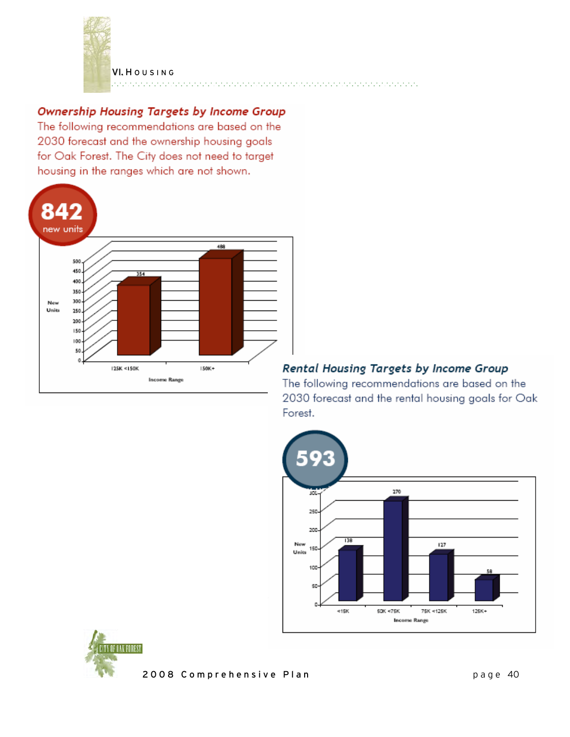## Ownership Housing Targets by Income Group

The following recommendations are based on the 2030 forecast and the ownership housing goals for Oak Forest. The City does not need to target housing in the ranges which are not shown.

**842** new units

| Income Range | New Units |
|---|---|
| 125K <150K | 354 |
| 150K+ | 488 |

## Rental Housing Targets by Income Group

The following recommendations are based on the 2030 forecast and the rental housing goals for Oak Forest.

**593**

| Income Range | New Units |
|---|---|
| <15K | 138 |
| 50K <75K | 270 |
| 75K <125K | 127 |
| 125K+ | 58 |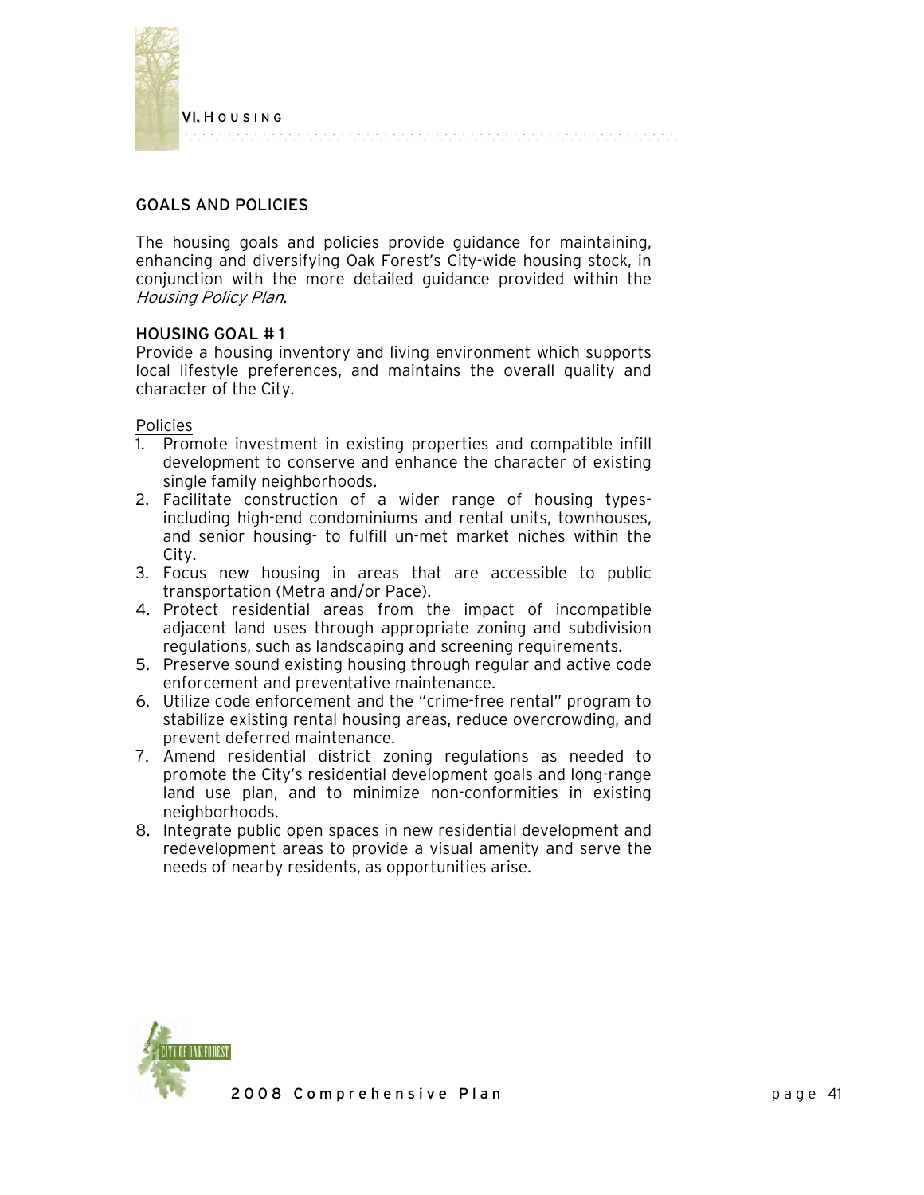## GOALS AND POLICIES

The housing goals and policies provide guidance for maintaining, enhancing and diversifying Oak Forest's City-wide housing stock, in conjunction with the more detailed guidance provided within the *Housing Policy Plan*.

### HOUSING GOAL # 1

Provide a housing inventory and living environment which supports local lifestyle preferences, and maintains the overall quality and character of the City.

Policies

1. Promote investment in existing properties and compatible infill development to conserve and enhance the character of existing single family neighborhoods.
2. Facilitate construction of a wider range of housing types- including high-end condominiums and rental units, townhouses, and senior housing- to fulfill un-met market niches within the City.
3. Focus new housing in areas that are accessible to public transportation (Metra and/or Pace).
4. Protect residential areas from the impact of incompatible adjacent land uses through appropriate zoning and subdivision regulations, such as landscaping and screening requirements.
5. Preserve sound existing housing through regular and active code enforcement and preventative maintenance.
6. Utilize code enforcement and the "crime-free rental" program to stabilize existing rental housing areas, reduce overcrowding, and prevent deferred maintenance.
7. Amend residential district zoning regulations as needed to promote the City's residential development goals and long-range land use plan, and to minimize non-conformities in existing neighborhoods.
8. Integrate public open spaces in new residential development and redevelopment areas to provide a visual amenity and serve the needs of nearby residents, as opportunities arise.